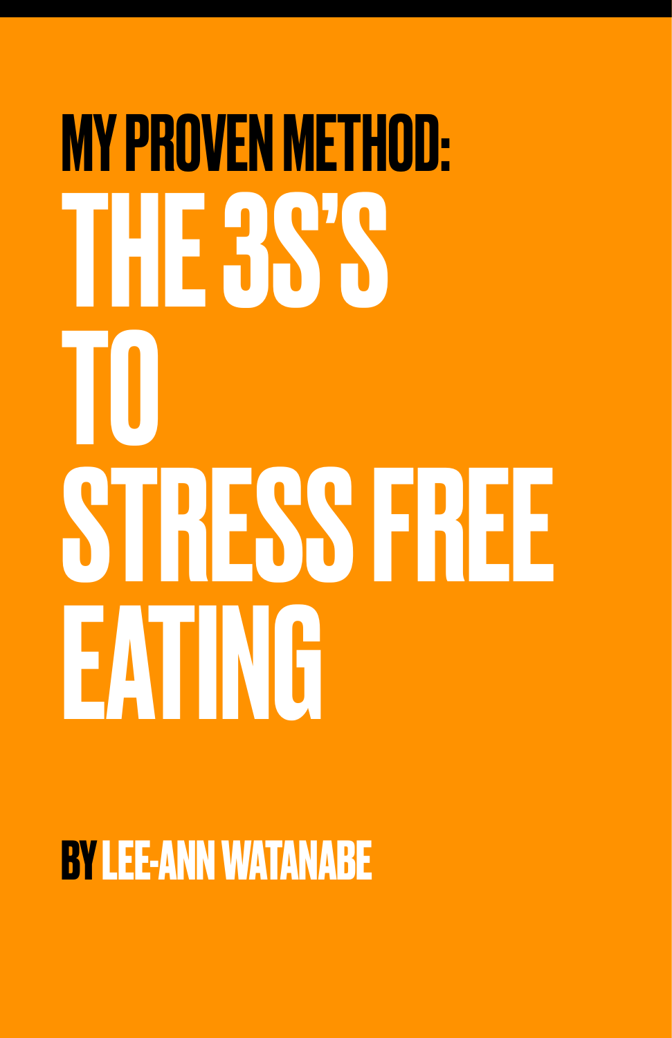# MY PROVEN METHOD: THE 3S'S TO STRESS FREE EATING

BY LEE-ANN WATANABE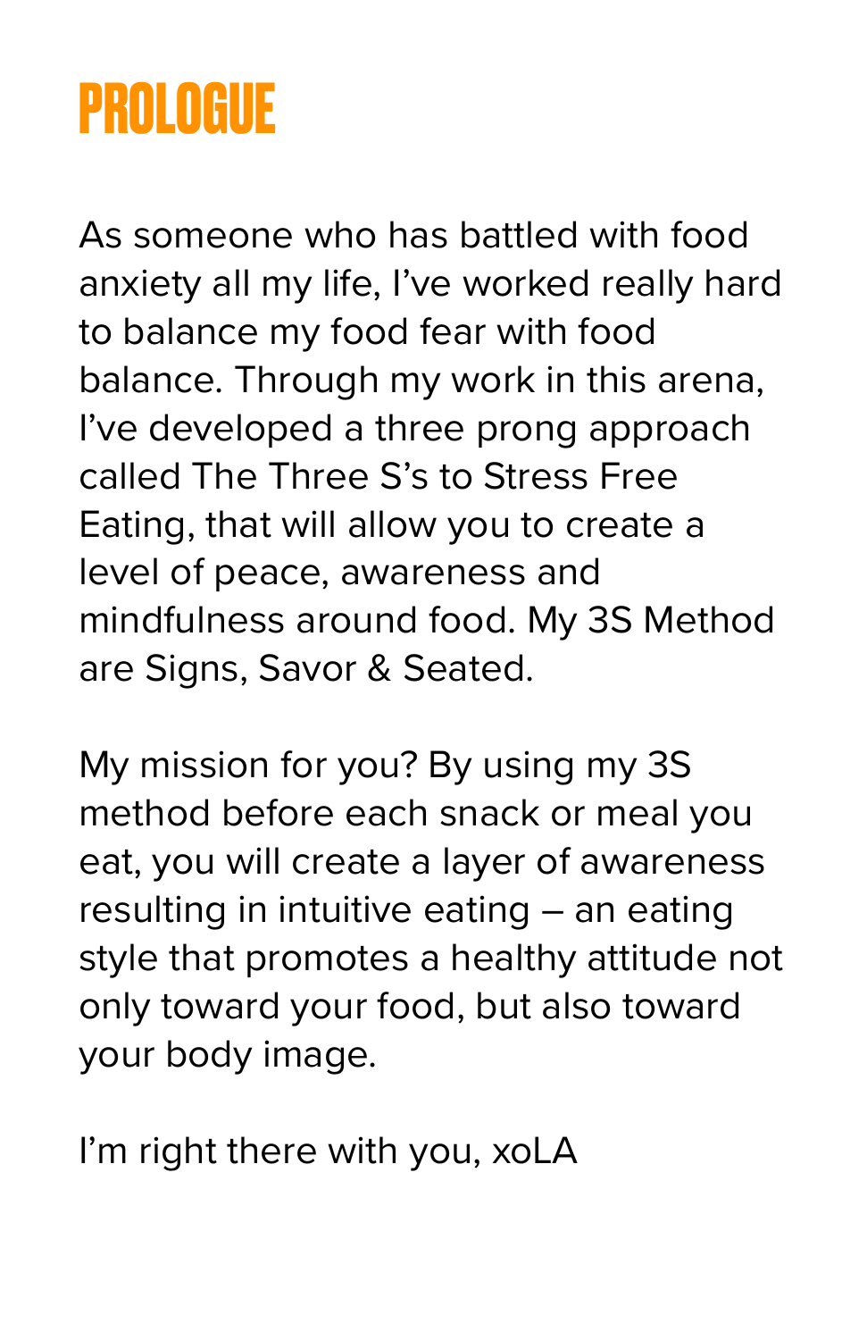# PROLOGUE

As someone who has battled with food anxiety all my life, I've worked really hard to balance my food fear with food balance. Through my work in this arena, I've developed a three prong approach called The Three S's to Stress Free Eating, that will allow you to create a level of peace, awareness and mindfulness around food. My 3S Method are Signs, Savor & Seated.

My mission for you? By using my 3S method before each snack or meal you eat, you will create a layer of awareness resulting in intuitive eating – an eating style that promotes a healthy attitude not only toward your food, but also toward your body image.

I'm right there with you, xoLA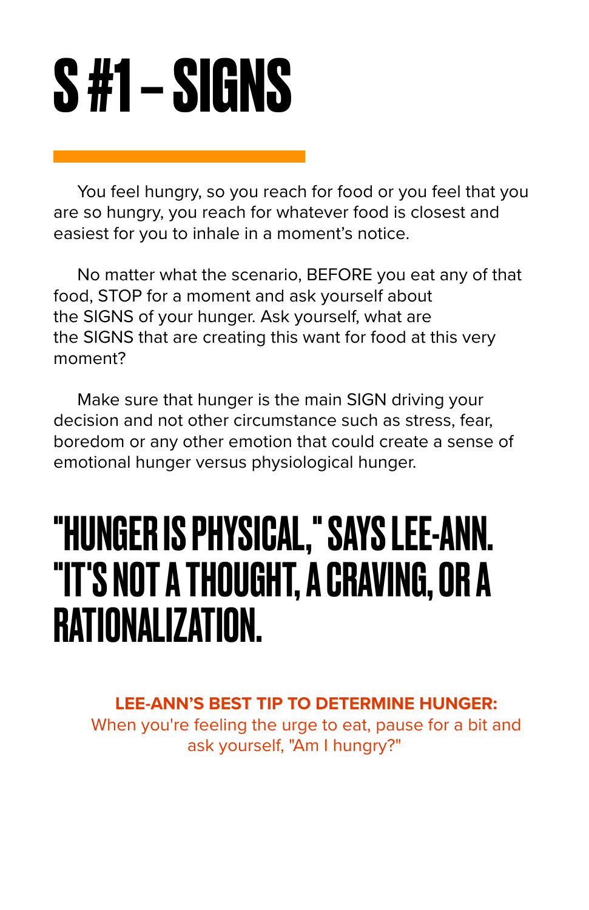# S #1 – SIGNS

You feel hungry, so you reach for food or you feel that you are so hungry, you reach for whatever food is closest and easiest for you to inhale in a moment's notice.

No matter what the scenario, BEFORE you eat any of that food, STOP for a moment and ask yourself about the SIGNS of your hunger. Ask yourself, what are the SIGNS that are creating this want for food at this very moment?

Make sure that hunger is the main SIGN driving your decision and not other circumstance such as stress, fear, boredom or any other emotion that could create a sense of emotional hunger versus physiological hunger.

## "HUNGER IS PHYSICAL," SAYS LEE-ANN. "IT'S NOT A THOUGHT, A CRAVING, OR A RATIONALIZATION.

**LEE-ANN'S BEST TIP TO DETERMINE HUNGER:**
When you're feeling the urge to eat, pause for a bit and ask yourself, "Am I hungry?"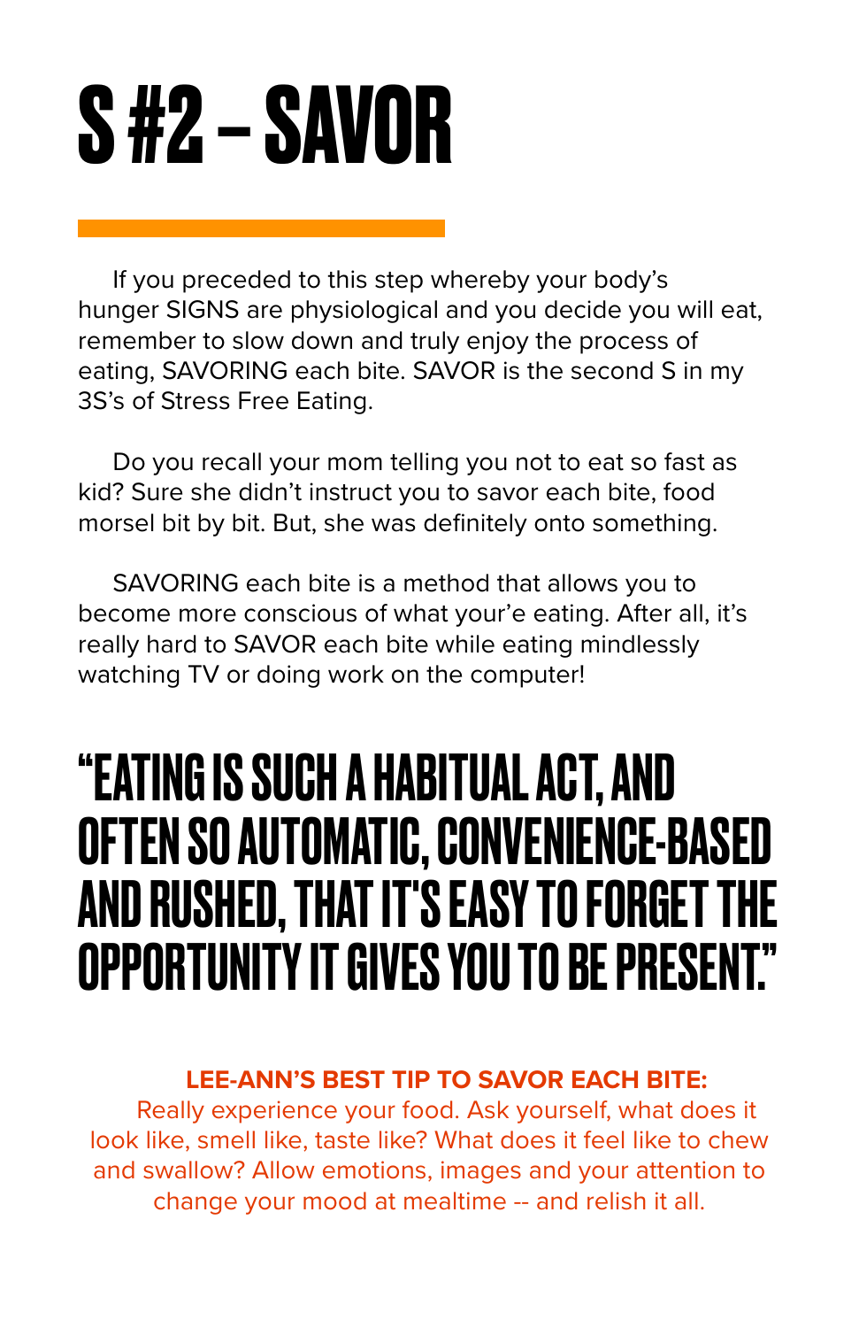# S #2 – SAVOR

If you preceded to this step whereby your body's hunger SIGNS are physiological and you decide you will eat, remember to slow down and truly enjoy the process of eating, SAVORING each bite. SAVOR is the second S in my 3S's of Stress Free Eating.

Do you recall your mom telling you not to eat so fast as kid? Sure she didn't instruct you to savor each bite, food morsel bit by bit. But, she was definitely onto something.

SAVORING each bite is a method that allows you to become more conscious of what your'e eating. After all, it's really hard to SAVOR each bite while eating mindlessly watching TV or doing work on the computer!

## "EATING IS SUCH A HABITUAL ACT, AND OFTEN SO AUTOMATIC, CONVENIENCE-BASED AND RUSHED, THAT IT'S EASY TO FORGET THE OPPORTUNITY IT GIVES YOU TO BE PRESENT."

**LEE-ANN'S BEST TIP TO SAVOR EACH BITE:**

Really experience your food. Ask yourself, what does it look like, smell like, taste like? What does it feel like to chew and swallow? Allow emotions, images and your attention to change your mood at mealtime -- and relish it all.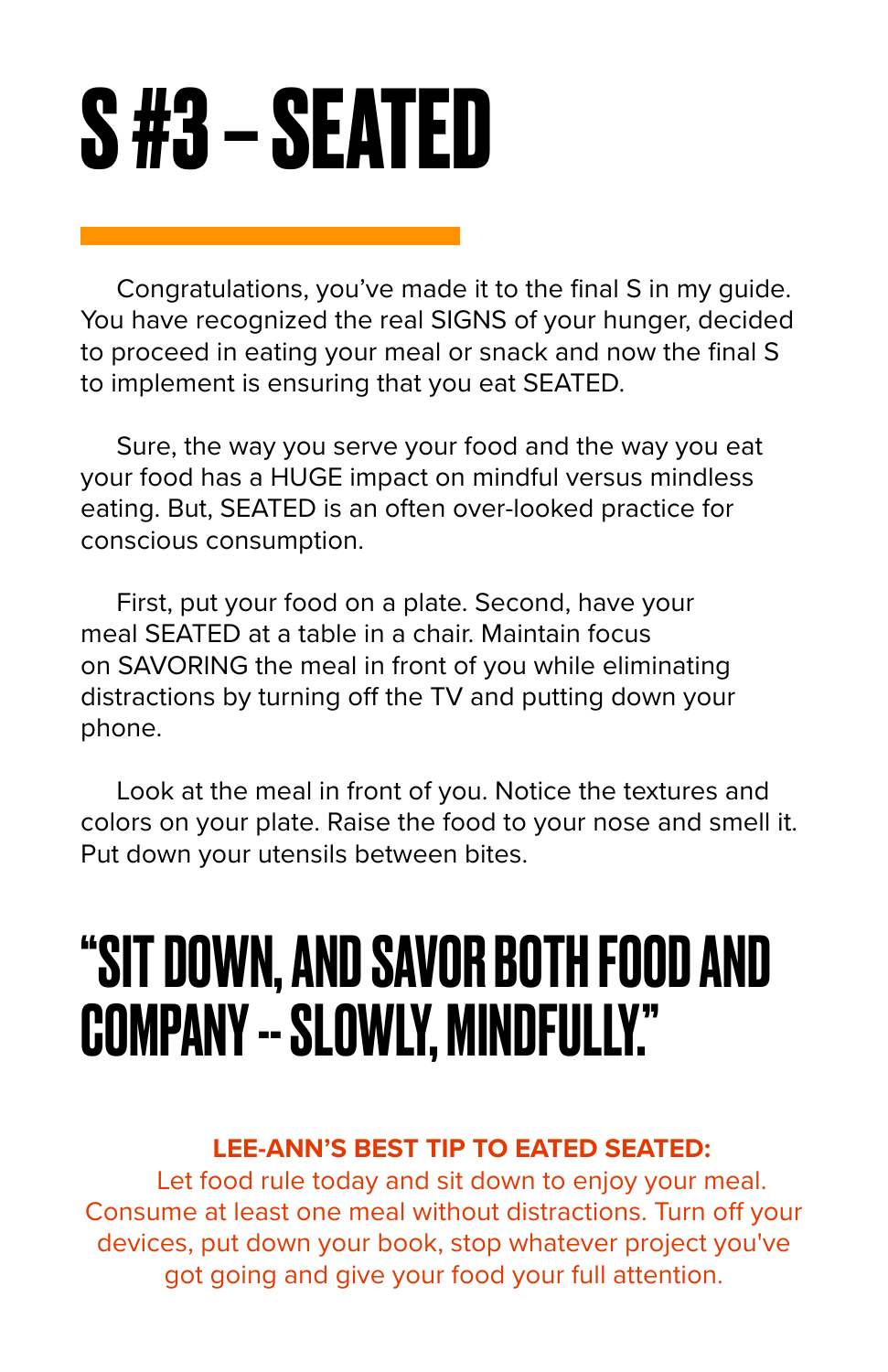# S #3 – SEATED

Congratulations, you've made it to the final S in my guide. You have recognized the real SIGNS of your hunger, decided to proceed in eating your meal or snack and now the final S to implement is ensuring that you eat SEATED.

Sure, the way you serve your food and the way you eat your food has a HUGE impact on mindful versus mindless eating. But, SEATED is an often over-looked practice for conscious consumption.

First, put your food on a plate. Second, have your meal SEATED at a table in a chair. Maintain focus on SAVORING the meal in front of you while eliminating distractions by turning off the TV and putting down your phone.

Look at the meal in front of you. Notice the textures and colors on your plate. Raise the food to your nose and smell it. Put down your utensils between bites.

## "SIT DOWN, AND SAVOR BOTH FOOD AND COMPANY -- SLOWLY, MINDFULLY."

**LEE-ANN'S BEST TIP TO EATED SEATED:**

Let food rule today and sit down to enjoy your meal. Consume at least one meal without distractions. Turn off your devices, put down your book, stop whatever project you've got going and give your food your full attention.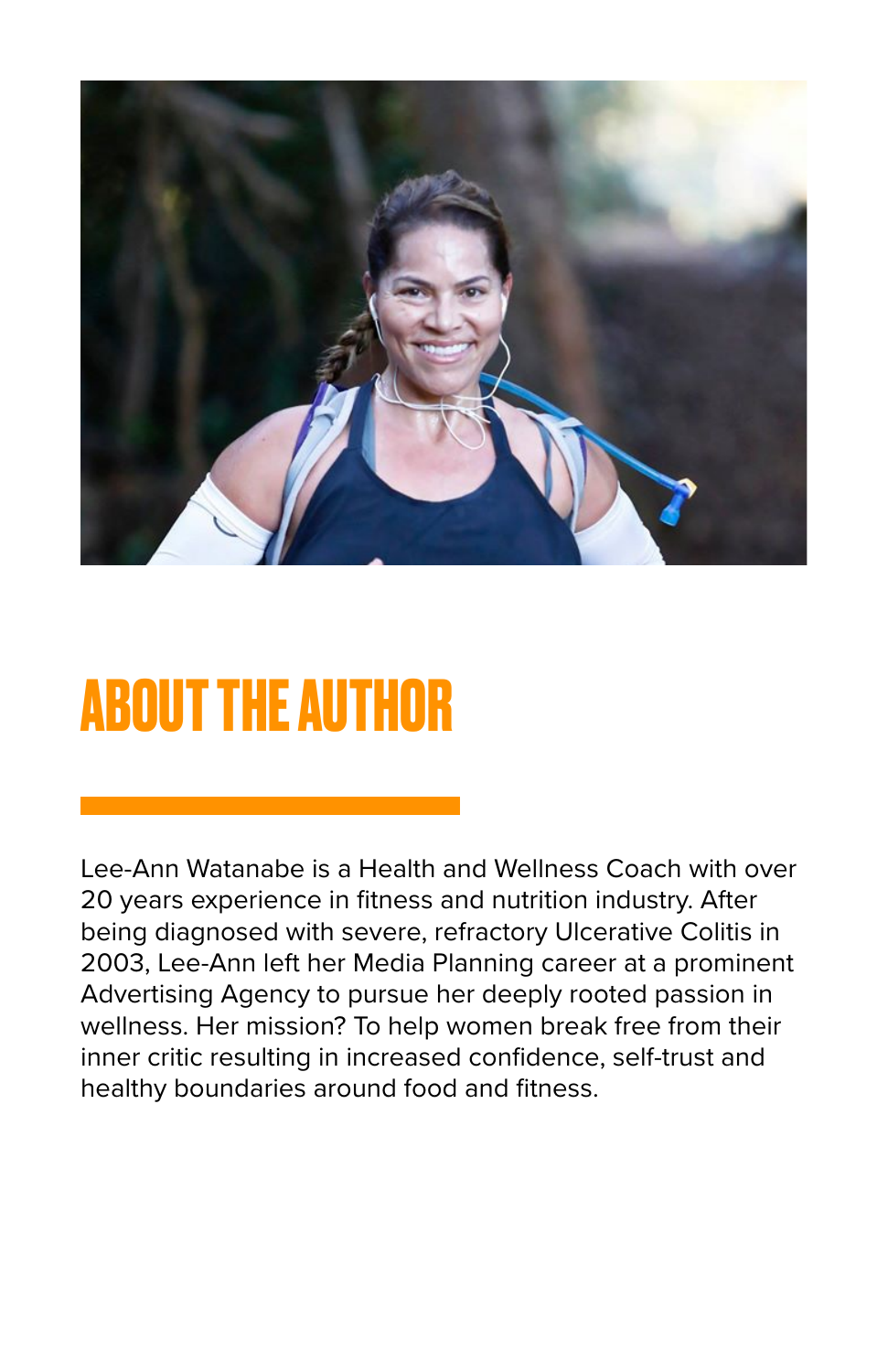# ABOUT THE AUTHOR

Lee-Ann Watanabe is a Health and Wellness Coach with over 20 years experience in fitness and nutrition industry. After being diagnosed with severe, refractory Ulcerative Colitis in 2003, Lee-Ann left her Media Planning career at a prominent Advertising Agency to pursue her deeply rooted passion in wellness. Her mission? To help women break free from their inner critic resulting in increased confidence, self-trust and healthy boundaries around food and fitness.